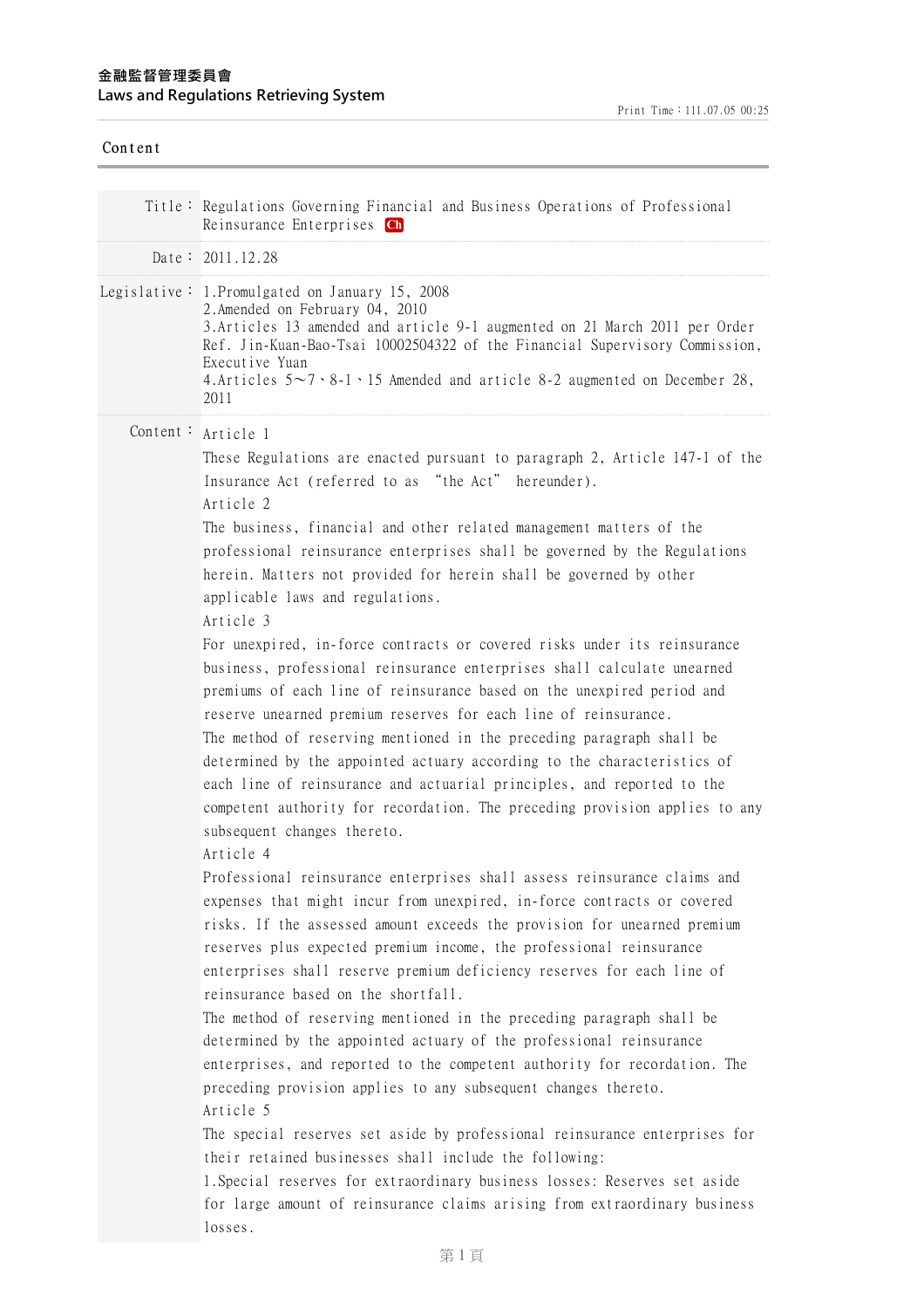金融監督管理委員會
Laws and Regulations Retrieving System

Content

| | |
|---|---|
| Title： | Regulations Governing Financial and Business Operations of Professional Reinsurance Enterprises Ch |
| Date： | 2011.12.28 |
| Legislative： | 1.Promulgated on January 15, 2008<br>2.Amended on February 04, 2010<br>3.Articles 13 amended and article 9-1 augmented on 21 March 2011 per Order Ref. Jin-Kuan-Bao-Tsai 10002504322 of the Financial Supervisory Commission, Executive Yuan<br>4.Articles 5～7、8-1、15 Amended and article 8-2 augmented on December 28, 2011 |

Content：

Article 1

These Regulations are enacted pursuant to paragraph 2, Article 147-1 of the Insurance Act (referred to as "the Act" hereunder).

Article 2

The business, financial and other related management matters of the professional reinsurance enterprises shall be governed by the Regulations herein. Matters not provided for herein shall be governed by other applicable laws and regulations.

Article 3

For unexpired, in-force contracts or covered risks under its reinsurance business, professional reinsurance enterprises shall calculate unearned premiums of each line of reinsurance based on the unexpired period and reserve unearned premium reserves for each line of reinsurance.

The method of reserving mentioned in the preceding paragraph shall be determined by the appointed actuary according to the characteristics of each line of reinsurance and actuarial principles, and reported to the competent authority for recordation. The preceding provision applies to any subsequent changes thereto.

Article 4

Professional reinsurance enterprises shall assess reinsurance claims and expenses that might incur from unexpired, in-force contracts or covered risks. If the assessed amount exceeds the provision for unearned premium reserves plus expected premium income, the professional reinsurance enterprises shall reserve premium deficiency reserves for each line of reinsurance based on the shortfall.

The method of reserving mentioned in the preceding paragraph shall be determined by the appointed actuary of the professional reinsurance enterprises, and reported to the competent authority for recordation. The preceding provision applies to any subsequent changes thereto.

Article 5

The special reserves set aside by professional reinsurance enterprises for their retained businesses shall include the following:

1.Special reserves for extraordinary business losses: Reserves set aside for large amount of reinsurance claims arising from extraordinary business losses.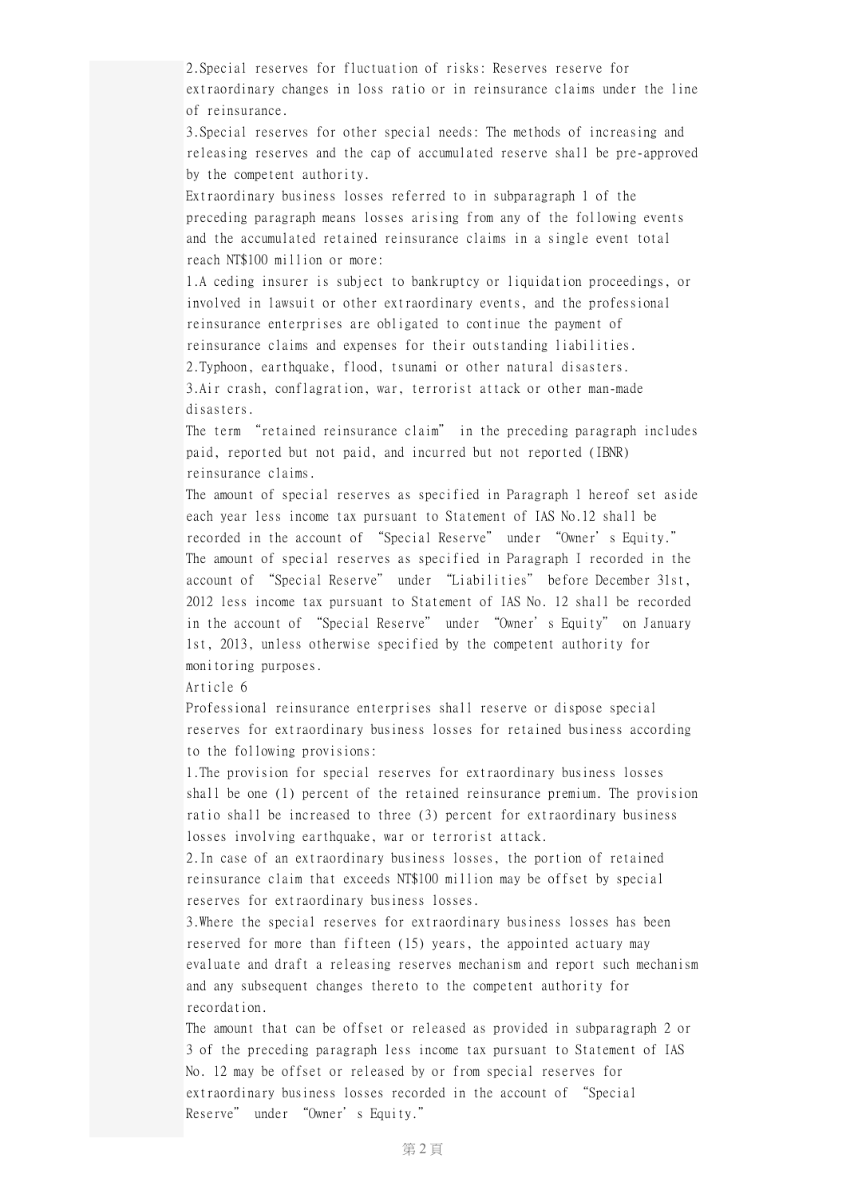2.Special reserves for fluctuation of risks: Reserves reserve for extraordinary changes in loss ratio or in reinsurance claims under the line of reinsurance.

3.Special reserves for other special needs: The methods of increasing and releasing reserves and the cap of accumulated reserve shall be pre-approved by the competent authority.

Extraordinary business losses referred to in subparagraph 1 of the preceding paragraph means losses arising from any of the following events and the accumulated retained reinsurance claims in a single event total reach NT$100 million or more:

1.A ceding insurer is subject to bankruptcy or liquidation proceedings, or involved in lawsuit or other extraordinary events, and the professional reinsurance enterprises are obligated to continue the payment of reinsurance claims and expenses for their outstanding liabilities.

2.Typhoon, earthquake, flood, tsunami or other natural disasters.

3.Air crash, conflagration, war, terrorist attack or other man-made disasters.

The term "retained reinsurance claim" in the preceding paragraph includes paid, reported but not paid, and incurred but not reported (IBNR) reinsurance claims.

The amount of special reserves as specified in Paragraph 1 hereof set aside each year less income tax pursuant to Statement of IAS No.12 shall be recorded in the account of "Special Reserve" under "Owner's Equity."

The amount of special reserves as specified in Paragraph I recorded in the account of "Special Reserve" under "Liabilities" before December 31st, 2012 less income tax pursuant to Statement of IAS No. 12 shall be recorded in the account of "Special Reserve" under "Owner's Equity" on January 1st, 2013, unless otherwise specified by the competent authority for monitoring purposes.

Article 6

Professional reinsurance enterprises shall reserve or dispose special reserves for extraordinary business losses for retained business according to the following provisions:

1.The provision for special reserves for extraordinary business losses shall be one (1) percent of the retained reinsurance premium. The provision ratio shall be increased to three (3) percent for extraordinary business losses involving earthquake, war or terrorist attack.

2.In case of an extraordinary business losses, the portion of retained reinsurance claim that exceeds NT$100 million may be offset by special reserves for extraordinary business losses.

3.Where the special reserves for extraordinary business losses has been reserved for more than fifteen (15) years, the appointed actuary may evaluate and draft a releasing reserves mechanism and report such mechanism and any subsequent changes thereto to the competent authority for recordation.

The amount that can be offset or released as provided in subparagraph 2 or 3 of the preceding paragraph less income tax pursuant to Statement of IAS No. 12 may be offset or released by or from special reserves for extraordinary business losses recorded in the account of "Special Reserve" under "Owner's Equity."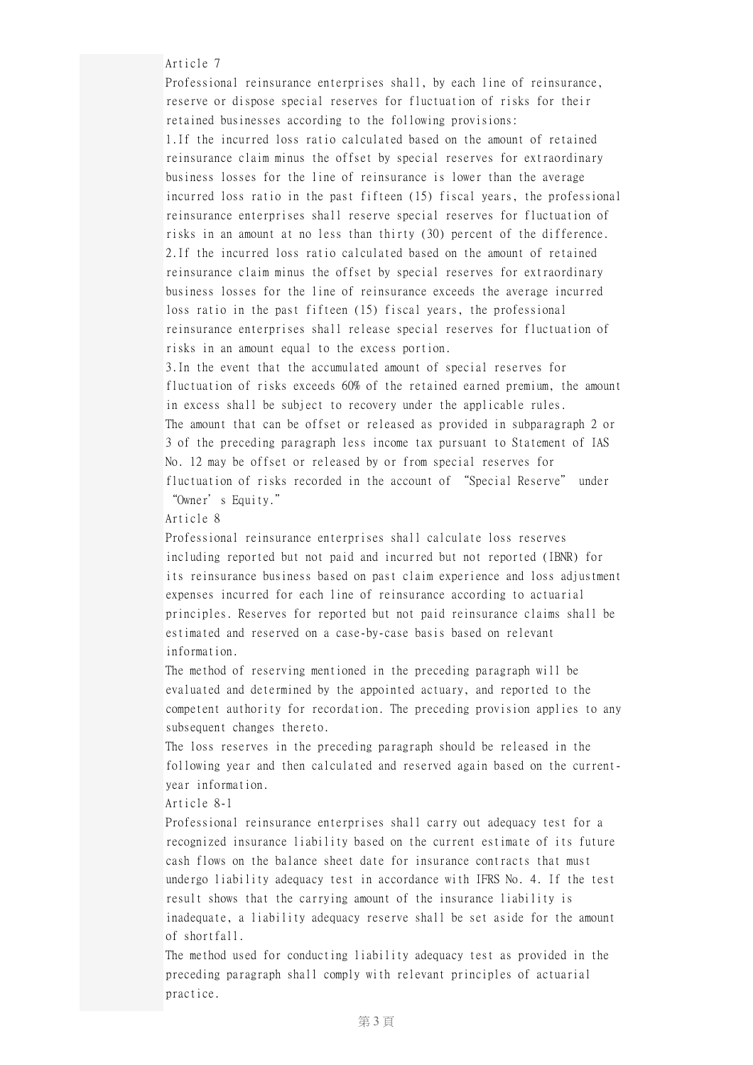Article 7

Professional reinsurance enterprises shall, by each line of reinsurance, reserve or dispose special reserves for fluctuation of risks for their retained businesses according to the following provisions:

1.If the incurred loss ratio calculated based on the amount of retained reinsurance claim minus the offset by special reserves for extraordinary business losses for the line of reinsurance is lower than the average incurred loss ratio in the past fifteen (15) fiscal years, the professional reinsurance enterprises shall reserve special reserves for fluctuation of risks in an amount at no less than thirty (30) percent of the difference.

2.If the incurred loss ratio calculated based on the amount of retained reinsurance claim minus the offset by special reserves for extraordinary business losses for the line of reinsurance exceeds the average incurred loss ratio in the past fifteen (15) fiscal years, the professional reinsurance enterprises shall release special reserves for fluctuation of risks in an amount equal to the excess portion.

3.In the event that the accumulated amount of special reserves for fluctuation of risks exceeds 60% of the retained earned premium, the amount in excess shall be subject to recovery under the applicable rules.

The amount that can be offset or released as provided in subparagraph 2 or 3 of the preceding paragraph less income tax pursuant to Statement of IAS No. 12 may be offset or released by or from special reserves for fluctuation of risks recorded in the account of "Special Reserve" under "Owner's Equity."

Article 8

Professional reinsurance enterprises shall calculate loss reserves including reported but not paid and incurred but not reported (IBNR) for its reinsurance business based on past claim experience and loss adjustment expenses incurred for each line of reinsurance according to actuarial principles. Reserves for reported but not paid reinsurance claims shall be estimated and reserved on a case-by-case basis based on relevant information.

The method of reserving mentioned in the preceding paragraph will be evaluated and determined by the appointed actuary, and reported to the competent authority for recordation. The preceding provision applies to any subsequent changes thereto.

The loss reserves in the preceding paragraph should be released in the following year and then calculated and reserved again based on the current-year information.

Article 8-1

Professional reinsurance enterprises shall carry out adequacy test for a recognized insurance liability based on the current estimate of its future cash flows on the balance sheet date for insurance contracts that must undergo liability adequacy test in accordance with IFRS No. 4. If the test result shows that the carrying amount of the insurance liability is inadequate, a liability adequacy reserve shall be set aside for the amount of shortfall.

The method used for conducting liability adequacy test as provided in the preceding paragraph shall comply with relevant principles of actuarial practice.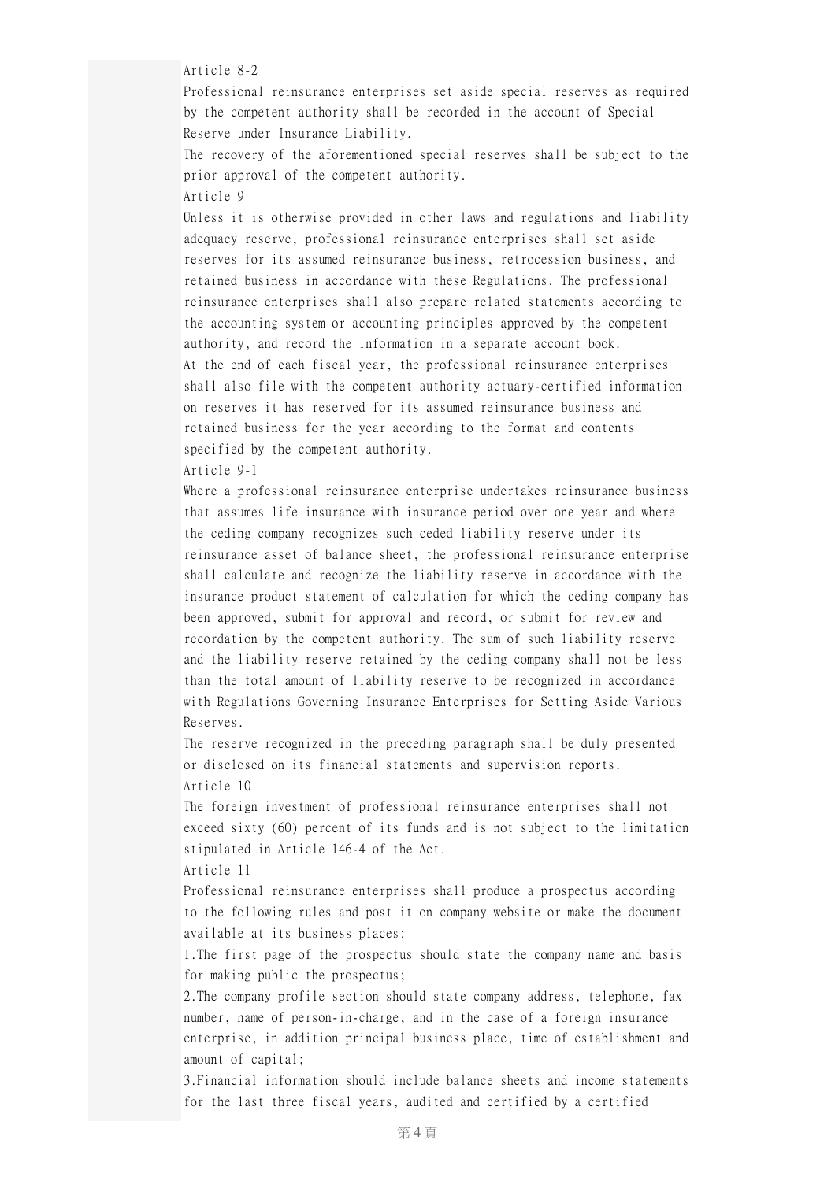Article 8-2

Professional reinsurance enterprises set aside special reserves as required by the competent authority shall be recorded in the account of Special Reserve under Insurance Liability.

The recovery of the aforementioned special reserves shall be subject to the prior approval of the competent authority.

Article 9

Unless it is otherwise provided in other laws and regulations and liability adequacy reserve, professional reinsurance enterprises shall set aside reserves for its assumed reinsurance business, retrocession business, and retained business in accordance with these Regulations. The professional reinsurance enterprises shall also prepare related statements according to the accounting system or accounting principles approved by the competent authority, and record the information in a separate account book.

At the end of each fiscal year, the professional reinsurance enterprises shall also file with the competent authority actuary-certified information on reserves it has reserved for its assumed reinsurance business and retained business for the year according to the format and contents specified by the competent authority.

Article 9-1

Where a professional reinsurance enterprise undertakes reinsurance business that assumes life insurance with insurance period over one year and where the ceding company recognizes such ceded liability reserve under its reinsurance asset of balance sheet, the professional reinsurance enterprise shall calculate and recognize the liability reserve in accordance with the insurance product statement of calculation for which the ceding company has been approved, submit for approval and record, or submit for review and recordation by the competent authority. The sum of such liability reserve and the liability reserve retained by the ceding company shall not be less than the total amount of liability reserve to be recognized in accordance with Regulations Governing Insurance Enterprises for Setting Aside Various Reserves.

The reserve recognized in the preceding paragraph shall be duly presented or disclosed on its financial statements and supervision reports.

Article 10

The foreign investment of professional reinsurance enterprises shall not exceed sixty (60) percent of its funds and is not subject to the limitation stipulated in Article 146-4 of the Act.

Article 11

Professional reinsurance enterprises shall produce a prospectus according to the following rules and post it on company website or make the document available at its business places:

1.The first page of the prospectus should state the company name and basis for making public the prospectus;

2.The company profile section should state company address, telephone, fax number, name of person-in-charge, and in the case of a foreign insurance enterprise, in addition principal business place, time of establishment and amount of capital;

3.Financial information should include balance sheets and income statements for the last three fiscal years, audited and certified by a certified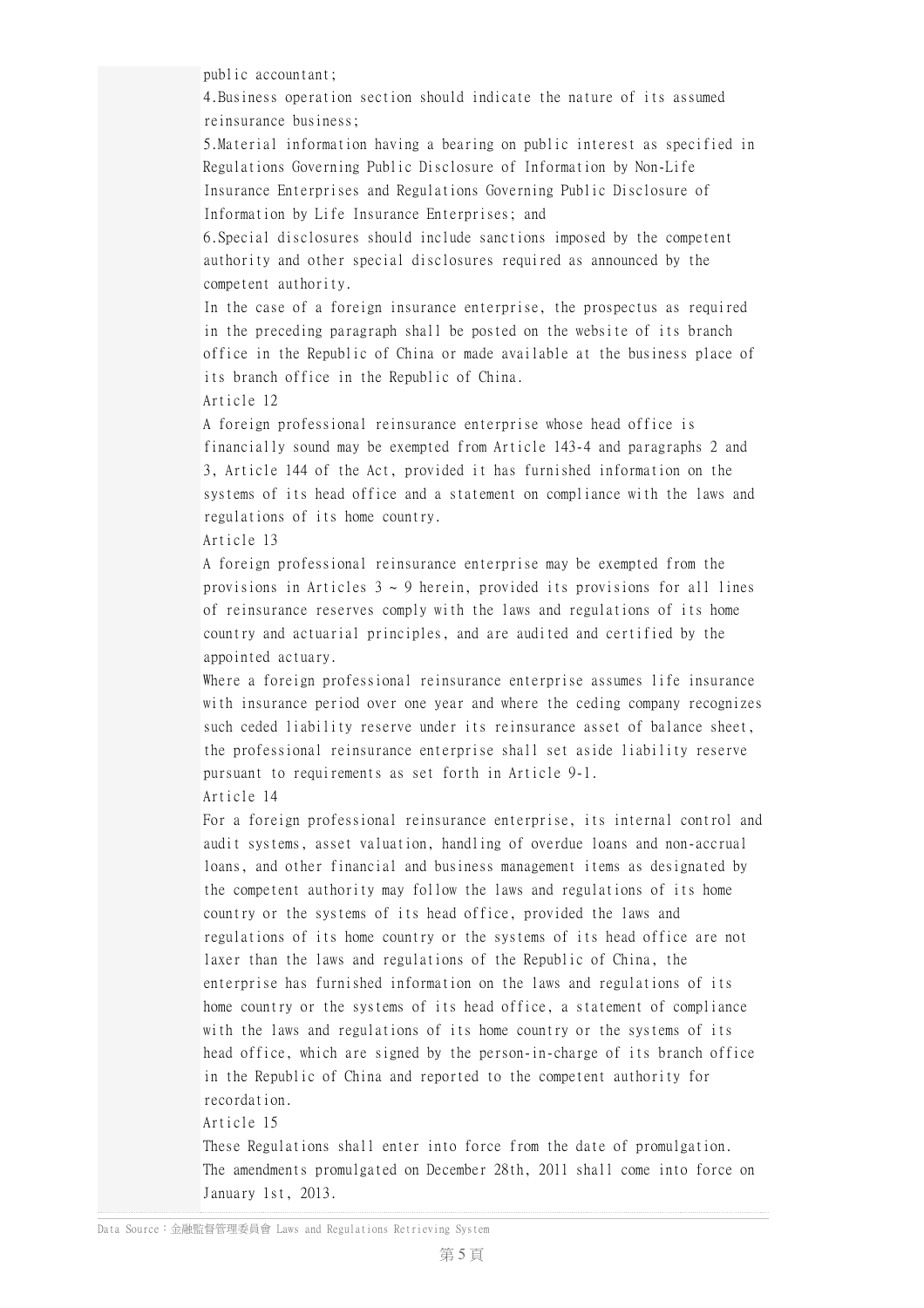public accountant;

4.Business operation section should indicate the nature of its assumed reinsurance business;

5.Material information having a bearing on public interest as specified in Regulations Governing Public Disclosure of Information by Non-Life Insurance Enterprises and Regulations Governing Public Disclosure of Information by Life Insurance Enterprises; and

6.Special disclosures should include sanctions imposed by the competent authority and other special disclosures required as announced by the competent authority.

In the case of a foreign insurance enterprise, the prospectus as required in the preceding paragraph shall be posted on the website of its branch office in the Republic of China or made available at the business place of its branch office in the Republic of China.

Article 12

A foreign professional reinsurance enterprise whose head office is financially sound may be exempted from Article 143-4 and paragraphs 2 and 3, Article 144 of the Act, provided it has furnished information on the systems of its head office and a statement on compliance with the laws and regulations of its home country.

Article 13

A foreign professional reinsurance enterprise may be exempted from the provisions in Articles 3 ~ 9 herein, provided its provisions for all lines of reinsurance reserves comply with the laws and regulations of its home country and actuarial principles, and are audited and certified by the appointed actuary.

Where a foreign professional reinsurance enterprise assumes life insurance with insurance period over one year and where the ceding company recognizes such ceded liability reserve under its reinsurance asset of balance sheet, the professional reinsurance enterprise shall set aside liability reserve pursuant to requirements as set forth in Article 9-1.

Article 14

For a foreign professional reinsurance enterprise, its internal control and audit systems, asset valuation, handling of overdue loans and non-accrual loans, and other financial and business management items as designated by the competent authority may follow the laws and regulations of its home country or the systems of its head office, provided the laws and regulations of its home country or the systems of its head office are not laxer than the laws and regulations of the Republic of China, the enterprise has furnished information on the laws and regulations of its home country or the systems of its head office, a statement of compliance with the laws and regulations of its home country or the systems of its head office, which are signed by the person-in-charge of its branch office in the Republic of China and reported to the competent authority for recordation.

Article 15

These Regulations shall enter into force from the date of promulgation. The amendments promulgated on December 28th, 2011 shall come into force on January 1st, 2013.